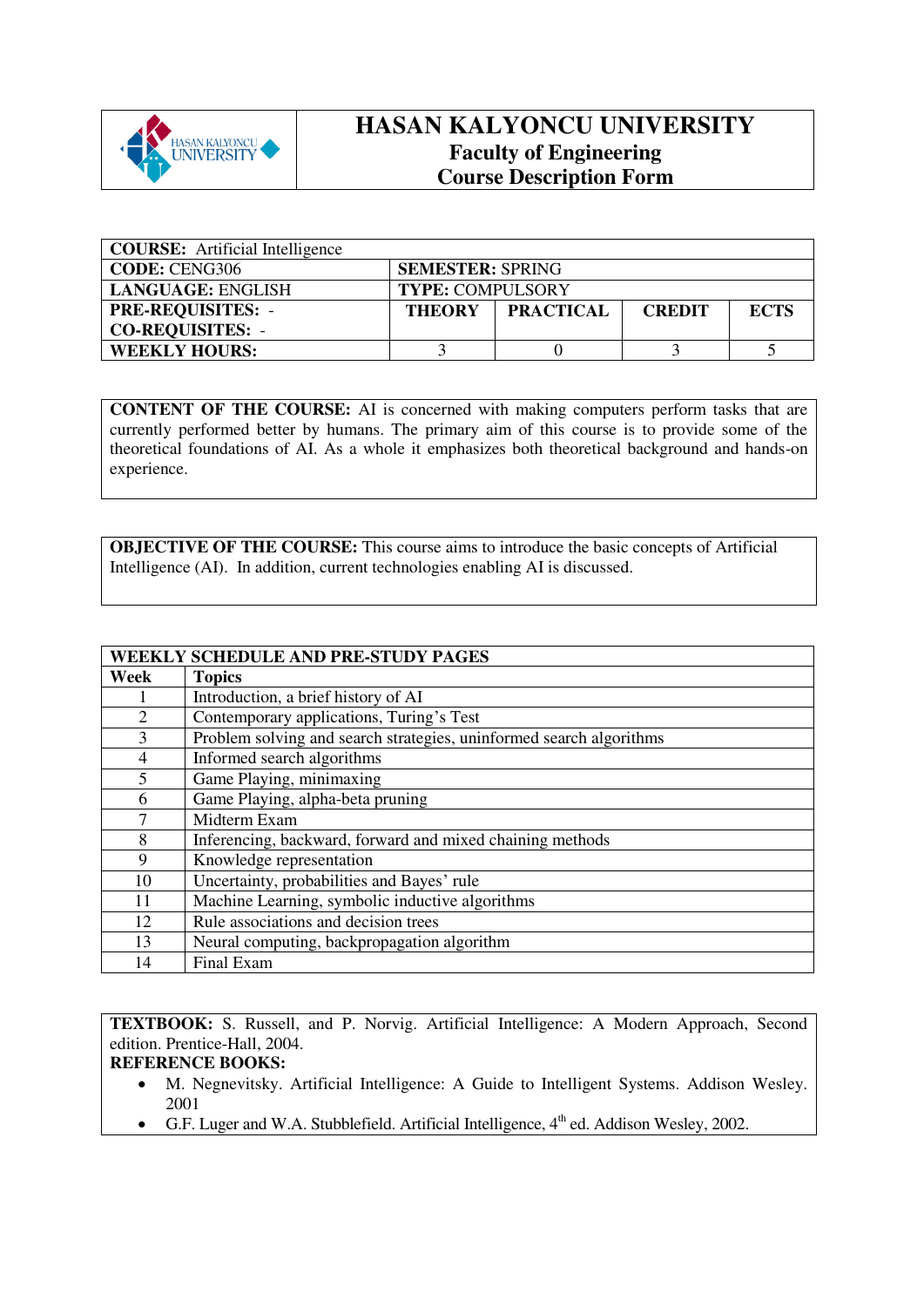# HASAN KALYONCU UNIVERSITY
## Faculty of Engineering
## Course Description Form

| **COURSE:** Artificial Intelligence | | | | |
|---|---|---|---|---|
| **CODE:** CENG306 | **SEMESTER:** SPRING | | | |
| **LANGUAGE:** ENGLISH | **TYPE:** COMPULSORY | | | |
| **PRE-REQUISITES:** - <br> **CO-REQUISITES:** - | **THEORY** | **PRACTICAL** | **CREDIT** | **ECTS** |
| **WEEKLY HOURS:** | 3 | 0 | 3 | 5 |

**CONTENT OF THE COURSE:** AI is concerned with making computers perform tasks that are currently performed better by humans. The primary aim of this course is to provide some of the theoretical foundations of AI. As a whole it emphasizes both theoretical background and hands-on experience.

**OBJECTIVE OF THE COURSE:** This course aims to introduce the basic concepts of Artificial Intelligence (AI). In addition, current technologies enabling AI is discussed.

**WEEKLY SCHEDULE AND PRE-STUDY PAGES**

| Week | Topics |
|---|---|
| 1 | Introduction, a brief history of AI |
| 2 | Contemporary applications, Turing's Test |
| 3 | Problem solving and search strategies, uninformed search algorithms |
| 4 | Informed search algorithms |
| 5 | Game Playing, minimaxing |
| 6 | Game Playing, alpha-beta pruning |
| 7 | Midterm Exam |
| 8 | Inferencing, backward, forward and mixed chaining methods |
| 9 | Knowledge representation |
| 10 | Uncertainty, probabilities and Bayes' rule |
| 11 | Machine Learning, symbolic inductive algorithms |
| 12 | Rule associations and decision trees |
| 13 | Neural computing, backpropagation algorithm |
| 14 | Final Exam |

**TEXTBOOK:** S. Russell, and P. Norvig. Artificial Intelligence: A Modern Approach, Second edition. Prentice-Hall, 2004.

**REFERENCE BOOKS:**

- M. Negnevitsky. Artificial Intelligence: A Guide to Intelligent Systems. Addison Wesley. 2001
- G.F. Luger and W.A. Stubblefield. Artificial Intelligence, 4th ed. Addison Wesley, 2002.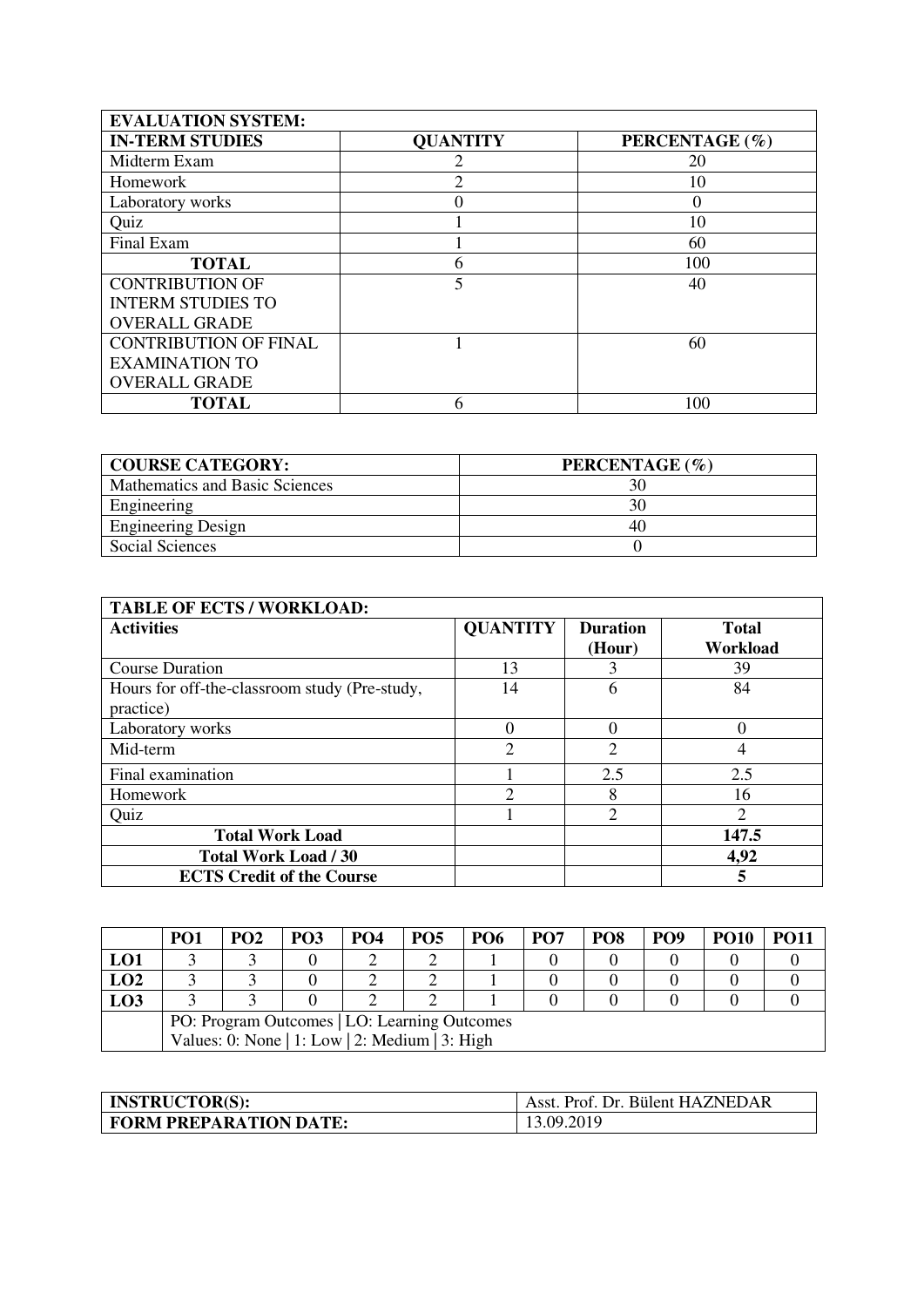| EVALUATION SYSTEM: | | |
| --- | --- | --- |
| **IN-TERM STUDIES** | **QUANTITY** | **PERCENTAGE (%)** |
| Midterm Exam | 2 | 20 |
| Homework | 2 | 10 |
| Laboratory works | 0 | 0 |
| Quiz | 1 | 10 |
| Final Exam | 1 | 60 |
| **TOTAL** | 6 | 100 |
| CONTRIBUTION OF INTERM STUDIES TO OVERALL GRADE | 5 | 40 |
| CONTRIBUTION OF FINAL EXAMINATION TO OVERALL GRADE | 1 | 60 |
| **TOTAL** | 6 | 100 |

| COURSE CATEGORY: | PERCENTAGE (%) |
| --- | --- |
| Mathematics and Basic Sciences | 30 |
| Engineering | 30 |
| Engineering Design | 40 |
| Social Sciences | 0 |

| TABLE OF ECTS / WORKLOAD: | | | |
| --- | --- | --- | --- |
| **Activities** | **QUANTITY** | **Duration (Hour)** | **Total Workload** |
| Course Duration | 13 | 3 | 39 |
| Hours for off-the-classroom study (Pre-study, practice) | 14 | 6 | 84 |
| Laboratory works | 0 | 0 | 0 |
| Mid-term | 2 | 2 | 4 |
| Final examination | 1 | 2.5 | 2.5 |
| Homework | 2 | 8 | 16 |
| Quiz | 1 | 2 | 2 |
| **Total Work Load** | | | **147.5** |
| **Total Work Load / 30** | | | **4,92** |
| **ECTS Credit of the Course** | | | **5** |

| | PO1 | PO2 | PO3 | PO4 | PO5 | PO6 | PO7 | PO8 | PO9 | PO10 | PO11 |
| --- | --- | --- | --- | --- | --- | --- | --- | --- | --- | --- | --- |
| **LO1** | 3 | 3 | 0 | 2 | 2 | 1 | 0 | 0 | 0 | 0 | 0 |
| **LO2** | 3 | 3 | 0 | 2 | 2 | 1 | 0 | 0 | 0 | 0 | 0 |
| **LO3** | 3 | 3 | 0 | 2 | 2 | 1 | 0 | 0 | 0 | 0 | 0 |
| | PO: Program Outcomes \| LO: Learning Outcomes<br>Values: 0: None \| 1: Low \| 2: Medium \| 3: High | | | | | | | | | | |

| INSTRUCTOR(S): | Asst. Prof. Dr. Bülent HAZNEDAR |
| --- | --- |
| **FORM PREPARATION DATE:** | 13.09.2019 |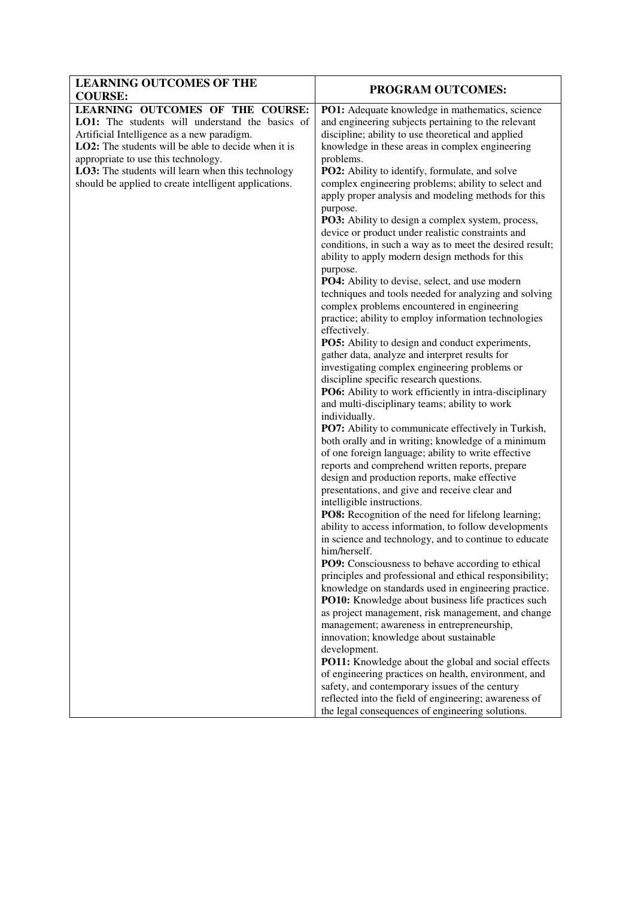| **LEARNING OUTCOMES OF THE COURSE:** | **PROGRAM OUTCOMES:** |
| --- | --- |
| **LEARNING OUTCOMES OF THE COURSE:**<br>**LO1:** The students will understand the basics of Artificial Intelligence as a new paradigm.<br>**LO2:** The students will be able to decide when it is appropriate to use this technology.<br>**LO3:** The students will learn when this technology should be applied to create intelligent applications. | **PO1:** Adequate knowledge in mathematics, science and engineering subjects pertaining to the relevant discipline; ability to use theoretical and applied knowledge in these areas in complex engineering problems.<br>**PO2:** Ability to identify, formulate, and solve complex engineering problems; ability to select and apply proper analysis and modeling methods for this purpose.<br>**PO3:** Ability to design a complex system, process, device or product under realistic constraints and conditions, in such a way as to meet the desired result; ability to apply modern design methods for this purpose.<br>**PO4:** Ability to devise, select, and use modern techniques and tools needed for analyzing and solving complex problems encountered in engineering practice; ability to employ information technologies effectively.<br>**PO5:** Ability to design and conduct experiments, gather data, analyze and interpret results for investigating complex engineering problems or discipline specific research questions.<br>**PO6:** Ability to work efficiently in intra-disciplinary and multi-disciplinary teams; ability to work individually.<br>**PO7:** Ability to communicate effectively in Turkish, both orally and in writing; knowledge of a minimum of one foreign language; ability to write effective reports and comprehend written reports, prepare design and production reports, make effective presentations, and give and receive clear and intelligible instructions.<br>**PO8:** Recognition of the need for lifelong learning; ability to access information, to follow developments in science and technology, and to continue to educate him/herself.<br>**PO9:** Consciousness to behave according to ethical principles and professional and ethical responsibility; knowledge on standards used in engineering practice.<br>**PO10:** Knowledge about business life practices such as project management, risk management, and change management; awareness in entrepreneurship, innovation; knowledge about sustainable development.<br>**PO11:** Knowledge about the global and social effects of engineering practices on health, environment, and safety, and contemporary issues of the century reflected into the field of engineering; awareness of the legal consequences of engineering solutions. |